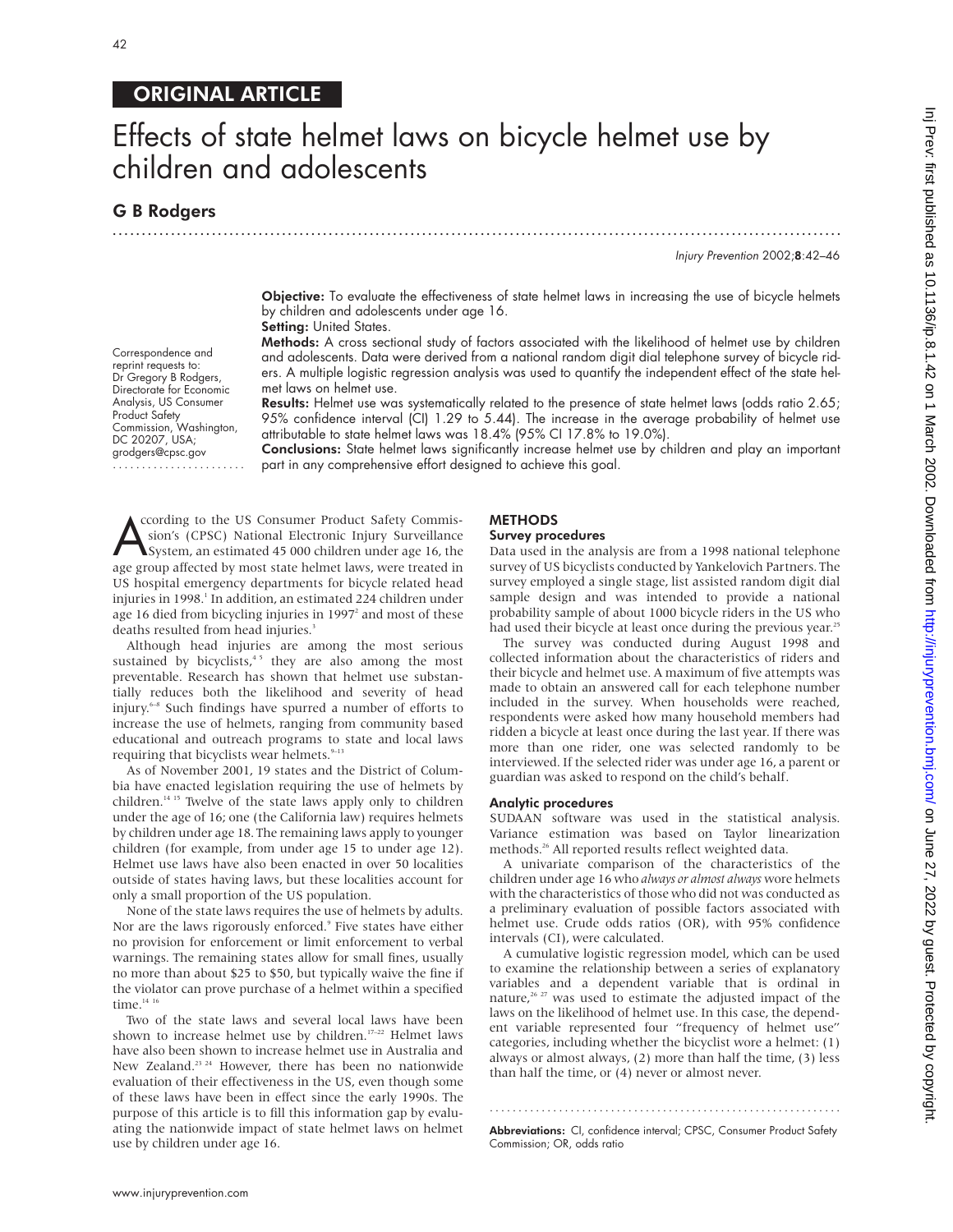ORIGINAL ARTICLE

# Effects of state helmet laws on bicycle helmet use by children and adolescents

## G B Rodgers

Correspondence and reprint requests to: Dr Gregory B Rodgers, Directorate for Economic Analysis, US Consumer Product Safety Commission, Washington, DC 20207, USA; grodgers@cpsc.gov

**Objective:** To evaluate the effectiveness of state helmet laws in increasing the use of bicycle helmets by children and adolescents under age 16.

**Setting:** United States.

**Methods:** A cross sectional study of factors associated with the likelihood of helmet use by children and adolescents. Data were derived from a national random digit dial telephone survey of bicycle riders. A multiple logistic regression analysis was used to quantify the independent effect of the state helmet laws on helmet use.

**Results:** Helmet use was systematically related to the presence of state helmet laws (odds ratio 2.65; 95% confidence interval (CI) 1.29 to 5.44). The increase in the average probability of helmet use attributable to state helmet laws was 18.4% (95% CI 17.8% to 19.0%).

**Conclusions:** State helmet laws significantly increase helmet use by children and play an important part in any comprehensive effort designed to achieve this goal.

According to the US Consumer Product Safety Commission's (CPSC) National Electronic Injury Surveillance System, an estimated 45 000 children under age 16, the age group affected by most state helmet laws, were treated in US hospital emergency departments for bicycle related head injuries in 1998.[1] In addition, an estimated 224 children under age 16 died from bicycling injuries in 1997[2] and most of these deaths resulted from head injuries.[3]

Although head injuries are among the most serious sustained by bicyclists,[4 5] they are also among the most preventable. Research has shown that helmet use substantially reduces both the likelihood and severity of head injury.[6–8] Such findings have spurred a number of efforts to increase the use of helmets, ranging from community based educational and outreach programs to state and local laws requiring that bicyclists wear helmets.[9–13]

As of November 2001, 19 states and the District of Columbia have enacted legislation requiring the use of helmets by children.[14 15] Twelve of the state laws apply only to children under the age of 16; one (the California law) requires helmets by children under age 18. The remaining laws apply to younger children (for example, from under age 15 to under age 12). Helmet use laws have also been enacted in over 50 localities outside of states having laws, but these localities account for only a small proportion of the US population.

None of the state laws requires the use of helmets by adults. Nor are the laws rigorously enforced.[9] Five states have either no provision for enforcement or limit enforcement to verbal warnings. The remaining states allow for small fines, usually no more than about \$25 to \$50, but typically waive the fine if the violator can prove purchase of a helmet within a specified time.[14 16]

Two of the state laws and several local laws have been shown to increase helmet use by children.[17–22] Helmet laws have also been shown to increase helmet use in Australia and New Zealand.[23 24] However, there has been no nationwide evaluation of their effectiveness in the US, even though some of these laws have been in effect since the early 1990s. The purpose of this article is to fill this information gap by evaluating the nationwide impact of state helmet laws on helmet use by children under age 16.

## METHODS

### Survey procedures

Data used in the analysis are from a 1998 national telephone survey of US bicyclists conducted by Yankelovich Partners. The survey employed a single stage, list assisted random digit dial sample design and was intended to provide a national probability sample of about 1000 bicycle riders in the US who had used their bicycle at least once during the previous year.[25]

The survey was conducted during August 1998 and collected information about the characteristics of riders and their bicycle and helmet use. A maximum of five attempts was made to obtain an answered call for each telephone number included in the survey. When households were reached, respondents were asked how many household members had ridden a bicycle at least once during the last year. If there was more than one rider, one was selected randomly to be interviewed. If the selected rider was under age 16, a parent or guardian was asked to respond on the child's behalf.

### Analytic procedures

SUDAAN software was used in the statistical analysis. Variance estimation was based on Taylor linearization methods.[26] All reported results reflect weighted data.

A univariate comparison of the characteristics of the children under age 16 who *always or almost always* wore helmets with the characteristics of those who did not was conducted as a preliminary evaluation of possible factors associated with helmet use. Crude odds ratios (OR), with 95% confidence intervals (CI), were calculated.

A cumulative logistic regression model, which can be used to examine the relationship between a series of explanatory variables and a dependent variable that is ordinal in nature,[26 27] was used to estimate the adjusted impact of the laws on the likelihood of helmet use. In this case, the dependent variable represented four "frequency of helmet use" categories, including whether the bicyclist wore a helmet: (1) always or almost always, (2) more than half the time, (3) less than half the time, or (4) never or almost never.

**Abbreviations:** CI, confidence interval; CPSC, Consumer Product Safety Commission; OR, odds ratio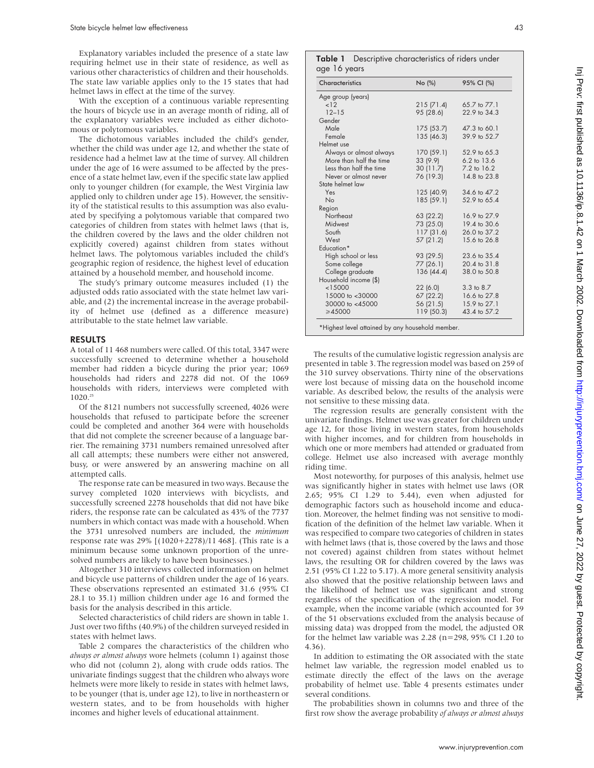Explanatory variables included the presence of a state law requiring helmet use in their state of residence, as well as various other characteristics of children and their households. The state law variable applies only to the 15 states that had helmet laws in effect at the time of the survey.

With the exception of a continuous variable representing the hours of bicycle use in an average month of riding, all of the explanatory variables were included as either dichotomous or polytomous variables.

The dichotomous variables included the child's gender, whether the child was under age 12, and whether the state of residence had a helmet law at the time of survey. All children under the age of 16 were assumed to be affected by the presence of a state helmet law, even if the specific state law applied only to younger children (for example, the West Virginia law applied only to children under age 15). However, the sensitivity of the statistical results to this assumption was also evaluated by specifying a polytomous variable that compared two categories of children from states with helmet laws (that is, the children covered by the laws and the older children not explicitly covered) against children from states without helmet laws. The polytomous variables included the child's geographic region of residence, the highest level of education attained by a household member, and household income.

The study's primary outcome measures included (1) the adjusted odds ratio associated with the state helmet law variable, and (2) the incremental increase in the average probability of helmet use (defined as a difference measure) attributable to the state helmet law variable.

## RESULTS

A total of 11 468 numbers were called. Of this total, 3347 were successfully screened to determine whether a household member had ridden a bicycle during the prior year; 1069 households had riders and 2278 did not. Of the 1069 households with riders, interviews were completed with 1020.[25]

Of the 8121 numbers not successfully screened, 4026 were households that refused to participate before the screener could be completed and another 364 were with households that did not complete the screener because of a language barrier. The remaining 3731 numbers remained unresolved after all call attempts; these numbers were either not answered, busy, or were answered by an answering machine on all attempted calls.

The response rate can be measured in two ways. Because the survey completed 1020 interviews with bicyclists, and successfully screened 2278 households that did not have bike riders, the response rate can be calculated as 43% of the 7737 numbers in which contact was made with a household. When the 3731 unresolved numbers are included, the *minimum* response rate was 29% [(1020+2278)/11 468]. (This rate is a minimum because some unknown proportion of the unresolved numbers are likely to have been businesses.)

Altogether 310 interviews collected information on helmet and bicycle use patterns of children under the age of 16 years. These observations represented an estimated 31.6 (95% CI 28.1 to 35.1) million children under age 16 and formed the basis for the analysis described in this article.

Selected characteristics of child riders are shown in table 1. Just over two fifths (40.9%) of the children surveyed resided in states with helmet laws.

Table 2 compares the characteristics of the children who *always or almost always* wore helmets (column 1) against those who did not (column 2), along with crude odds ratios. The univariate findings suggest that the children who always wore helmets were more likely to reside in states with helmet laws, to be younger (that is, under age 12), to live in northeastern or western states, and to be from households with higher incomes and higher levels of educational attainment.

**Table 1** Descriptive characteristics of riders under age 16 years

| Characteristics | No (%) | 95% CI (%) |
|---|---|---|
| Age group (years) | | |
| <12 | 215 (71.4) | 65.7 to 77.1 |
| 12–15 | 95 (28.6) | 22.9 to 34.3 |
| Gender | | |
| Male | 175 (53.7) | 47.3 to 60.1 |
| Female | 135 (46.3) | 39.9 to 52.7 |
| Helmet use | | |
| Always or almost always | 170 (59.1) | 52.9 to 65.3 |
| More than half the time | 33 (9.9) | 6.2 to 13.6 |
| Less than half the time | 30 (11.7) | 7.2 to 16.2 |
| Never or almost never | 76 (19.3) | 14.8 to 23.8 |
| State helmet law | | |
| Yes | 125 (40.9) | 34.6 to 47.2 |
| No | 185 (59.1) | 52.9 to 65.4 |
| Region | | |
| Northeast | 63 (22.2) | 16.9 to 27.9 |
| Midwest | 73 (25.0) | 19.4 to 30.6 |
| South | 117 (31.6) | 26.0 to 37.2 |
| West | 57 (21.2) | 15.6 to 26.8 |
| Education* | | |
| High school or less | 93 (29.5) | 23.6 to 35.4 |
| Some college | 77 (26.1) | 20.4 to 31.8 |
| College graduate | 136 (44.4) | 38.0 to 50.8 |
| Household income ($) | | |
| <15000 | 22 (6.0) | 3.3 to 8.7 |
| 15000 to <30000 | 67 (22.2) | 16.6 to 27.8 |
| 30000 to <45000 | 56 (21.5) | 15.9 to 27.1 |
| ≥45000 | 119 (50.3) | 43.4 to 57.2 |

*Highest level attained by any household member.

The results of the cumulative logistic regression analysis are presented in table 3. The regression model was based on 259 of the 310 survey observations. Thirty nine of the observations were lost because of missing data on the household income variable. As described below, the results of the analysis were not sensitive to these missing data.

The regression results are generally consistent with the univariate findings. Helmet use was greater for children under age 12, for those living in western states, from households with higher incomes, and for children from households in which one or more members had attended or graduated from college. Helmet use also increased with average monthly riding time.

Most noteworthy, for purposes of this analysis, helmet use was significantly higher in states with helmet use laws (OR 2.65; 95% CI 1.29 to 5.44), even when adjusted for demographic factors such as household income and education. Moreover, the helmet finding was not sensitive to modification of the definition of the helmet law variable. When it was respecified to compare two categories of children in states with helmet laws (that is, those covered by the laws and those not covered) against children from states without helmet laws, the resulting OR for children covered by the laws was 2.51 (95% CI 1.22 to 5.17). A more general sensitivity analysis also showed that the positive relationship between laws and the likelihood of helmet use was significant and strong regardless of the specification of the regression model. For example, when the income variable (which accounted for 39 of the 51 observations excluded from the analysis because of missing data) was dropped from the model, the adjusted OR for the helmet law variable was 2.28 (n=298, 95% CI 1.20 to 4.36).

In addition to estimating the OR associated with the state helmet law variable, the regression model enabled us to estimate directly the effect of the laws on the average probability of helmet use. Table 4 presents estimates under several conditions.

The probabilities shown in columns two and three of the first row show the average probability *of always or almost always*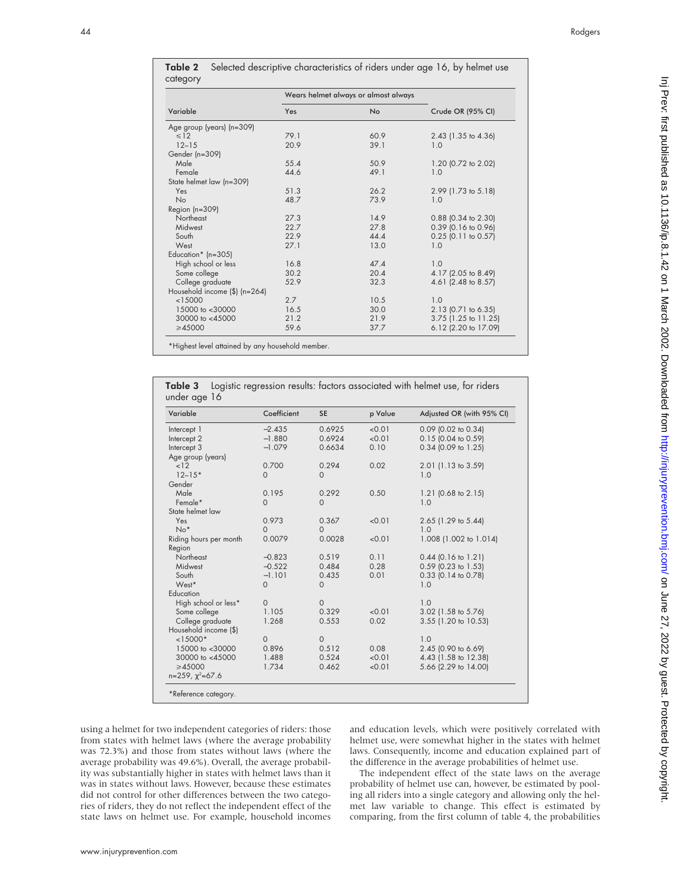**Table 2** Selected descriptive characteristics of riders under age 16, by helmet use category

| Variable | Wears helmet always or almost always | | Crude OR (95% CI) |
|---|---|---|---|
| | Yes | No | |
| Age group (years) (n=309) | | | |
| ≤12 | 79.1 | 60.9 | 2.43 (1.35 to 4.36) |
| 12–15 | 20.9 | 39.1 | 1.0 |
| Gender (n=309) | | | |
| Male | 55.4 | 50.9 | 1.20 (0.72 to 2.02) |
| Female | 44.6 | 49.1 | 1.0 |
| State helmet law (n=309) | | | |
| Yes | 51.3 | 26.2 | 2.99 (1.73 to 5.18) |
| No | 48.7 | 73.9 | 1.0 |
| Region (n=309) | | | |
| Northeast | 27.3 | 14.9 | 0.88 (0.34 to 2.30) |
| Midwest | 22.7 | 27.8 | 0.39 (0.16 to 0.96) |
| South | 22.9 | 44.4 | 0.25 (0.11 to 0.57) |
| West | 27.1 | 13.0 | 1.0 |
| Education* (n=305) | | | |
| High school or less | 16.8 | 47.4 | 1.0 |
| Some college | 30.2 | 20.4 | 4.17 (2.05 to 8.49) |
| College graduate | 52.9 | 32.3 | 4.61 (2.48 to 8.57) |
| Household income ($) (n=264) | | | |
| <15000 | 2.7 | 10.5 | 1.0 |
| 15000 to <30000 | 16.5 | 30.0 | 2.13 (0.71 to 6.35) |
| 30000 to <45000 | 21.2 | 21.9 | 3.75 (1.25 to 11.25) |
| ≥45000 | 59.6 | 37.7 | 6.12 (2.20 to 17.09) |

*Highest level attained by any household member.

**Table 3** Logistic regression results: factors associated with helmet use, for riders under age 16

| Variable | Coefficient | SE | p Value | Adjusted OR (with 95% CI) |
|---|---|---|---|---|
| Intercept 1 | −2.435 | 0.6925 | <0.01 | 0.09 (0.02 to 0.34) |
| Intercept 2 | −1.880 | 0.6924 | <0.01 | 0.15 (0.04 to 0.59) |
| Intercept 3 | −1.079 | 0.6634 | 0.10 | 0.34 (0.09 to 1.25) |
| Age group (years) | | | | |
| <12 | 0.700 | 0.294 | 0.02 | 2.01 (1.13 to 3.59) |
| 12–15* | 0 | 0 | | 1.0 |
| Gender | | | | |
| Male | 0.195 | 0.292 | 0.50 | 1.21 (0.68 to 2.15) |
| Female* | 0 | 0 | | 1.0 |
| State helmet law | | | | |
| Yes | 0.973 | 0.367 | <0.01 | 2.65 (1.29 to 5.44) |
| No* | 0 | 0 | | 1.0 |
| Riding hours per month | 0.0079 | 0.0028 | <0.01 | 1.008 (1.002 to 1.014) |
| Region | | | | |
| Northeast | −0.823 | 0.519 | 0.11 | 0.44 (0.16 to 1.21) |
| Midwest | −0.522 | 0.484 | 0.28 | 0.59 (0.23 to 1.53) |
| South | −1.101 | 0.435 | 0.01 | 0.33 (0.14 to 0.78) |
| West* | 0 | 0 | | 1.0 |
| Education | | | | |
| High school or less* | 0 | 0 | | 1.0 |
| Some college | 1.105 | 0.329 | <0.01 | 3.02 (1.58 to 5.76) |
| College graduate | 1.268 | 0.553 | 0.02 | 3.55 (1.20 to 10.53) |
| Household income ($) | | | | |
| <15000* | 0 | 0 | | 1.0 |
| 15000 to <30000 | 0.896 | 0.512 | 0.08 | 2.45 (0.90 to 6.69) |
| 30000 to <45000 | 1.488 | 0.524 | <0.01 | 4.43 (1.58 to 12.38) |
| ≥45000 | 1.734 | 0.462 | <0.01 | 5.66 (2.29 to 14.00) |
| n=259, $\chi^2$=67.6 | | | | |

*Reference category.

using a helmet for two independent categories of riders: those from states with helmet laws (where the average probability was 72.3%) and those from states without laws (where the average probability was 49.6%). Overall, the average probability was substantially higher in states with helmet laws than it was in states without laws. However, because these estimates did not control for other differences between the two categories of riders, they do not reflect the independent effect of the state laws on helmet use. For example, household incomes and education levels, which were positively correlated with helmet use, were somewhat higher in the states with helmet laws. Consequently, income and education explained part of the difference in the average probabilities of helmet use.

The independent effect of the state laws on the average probability of helmet use can, however, be estimated by pooling all riders into a single category and allowing only the helmet law variable to change. This effect is estimated by comparing, from the first column of table 4, the probabilities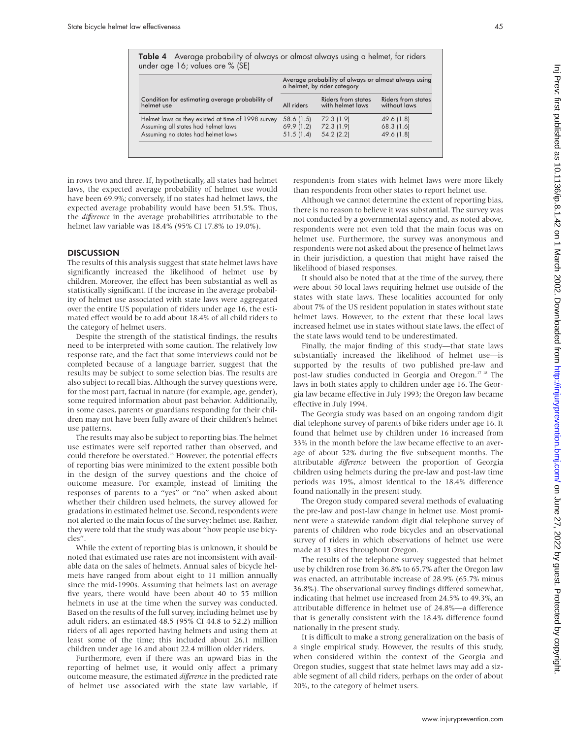**Table 4** Average probability of always or almost always using a helmet, for riders under age 16; values are % (SE)

| Condition for estimating average probability of helmet use | Average probability of always or almost always using a helmet, by rider category | | |
|---|---|---|---|
| | All riders | Riders from states with helmet laws | Riders from states without laws |
| Helmet laws as they existed at time of 1998 survey | 58.6 (1.5) | 72.3 (1.9) | 49.6 (1.8) |
| Assuming all states had helmet laws | 69.9 (1.2) | 72.3 (1.9) | 68.3 (1.6) |
| Assuming no states had helmet laws | 51.5 (1.4) | 54.2 (2.2) | 49.6 (1.8) |

in rows two and three. If, hypothetically, all states had helmet laws, the expected average probability of helmet use would have been 69.9%; conversely, if no states had helmet laws, the expected average probability would have been 51.5%. Thus, the *difference* in the average probabilities attributable to the helmet law variable was 18.4% (95% CI 17.8% to 19.0%).

## DISCUSSION

The results of this analysis suggest that state helmet laws have significantly increased the likelihood of helmet use by children. Moreover, the effect has been substantial as well as statistically significant. If the increase in the average probability of helmet use associated with state laws were aggregated over the entire US population of riders under age 16, the estimated effect would be to add about 18.4% of all child riders to the category of helmet users.

Despite the strength of the statistical findings, the results need to be interpreted with some caution. The relatively low response rate, and the fact that some interviews could not be completed because of a language barrier, suggest that the results may be subject to some selection bias. The results are also subject to recall bias. Although the survey questions were, for the most part, factual in nature (for example, age, gender), some required information about past behavior. Additionally, in some cases, parents or guardians responding for their children may not have been fully aware of their children's helmet use patterns.

The results may also be subject to reporting bias. The helmet use estimates were self reported rather than observed, and could therefore be overstated.[28] However, the potential effects of reporting bias were minimized to the extent possible both in the design of the survey questions and the choice of outcome measure. For example, instead of limiting the responses of parents to a "yes" or "no" when asked about whether their children used helmets, the survey allowed for gradations in estimated helmet use. Second, respondents were not alerted to the main focus of the survey: helmet use. Rather, they were told that the study was about "how people use bicycles".

While the extent of reporting bias is unknown, it should be noted that estimated use rates are not inconsistent with available data on the sales of helmets. Annual sales of bicycle helmets have ranged from about eight to 11 million annually since the mid-1990s. Assuming that helmets last on average five years, there would have been about 40 to 55 million helmets in use at the time when the survey was conducted. Based on the results of the full survey, including helmet use by adult riders, an estimated 48.5 (95% CI 44.8 to 52.2) million riders of all ages reported having helmets and using them at least some of the time; this included about 26.1 million children under age 16 and about 22.4 million older riders.

Furthermore, even if there was an upward bias in the reporting of helmet use, it would only affect a primary outcome measure, the estimated *difference* in the predicted rate of helmet use associated with the state law variable, if respondents from states with helmet laws were more likely than respondents from other states to report helmet use.

Although we cannot determine the extent of reporting bias, there is no reason to believe it was substantial. The survey was not conducted by a governmental agency and, as noted above, respondents were not even told that the main focus was on helmet use. Furthermore, the survey was anonymous and respondents were not asked about the presence of helmet laws in their jurisdiction, a question that might have raised the likelihood of biased responses.

It should also be noted that at the time of the survey, there were about 50 local laws requiring helmet use outside of the states with state laws. These localities accounted for only about 7% of the US resident population in states without state helmet laws. However, to the extent that these local laws increased helmet use in states without state laws, the effect of the state laws would tend to be underestimated.

Finally, the major finding of this study—that state laws substantially increased the likelihood of helmet use—is supported by the results of two published pre-law and post-law studies conducted in Georgia and Oregon.[17,18] The laws in both states apply to children under age 16. The Georgia law became effective in July 1993; the Oregon law became effective in July 1994.

The Georgia study was based on an ongoing random digit dial telephone survey of parents of bike riders under age 16. It found that helmet use by children under 16 increased from 33% in the month before the law became effective to an average of about 52% during the five subsequent months. The attributable *difference* between the proportion of Georgia children using helmets during the pre-law and post-law time periods was 19%, almost identical to the 18.4% difference found nationally in the present study.

The Oregon study compared several methods of evaluating the pre-law and post-law change in helmet use. Most prominent were a statewide random digit dial telephone survey of parents of children who rode bicycles and an observational survey of riders in which observations of helmet use were made at 13 sites throughout Oregon.

The results of the telephone survey suggested that helmet use by children rose from 36.8% to 65.7% after the Oregon law was enacted, an attributable increase of 28.9% (65.7% minus 36.8%). The observational survey findings differed somewhat, indicating that helmet use increased from 24.5% to 49.3%, an attributable difference in helmet use of 24.8%—a difference that is generally consistent with the 18.4% difference found nationally in the present study.

It is difficult to make a strong generalization on the basis of a single empirical study. However, the results of this study, when considered within the context of the Georgia and Oregon studies, suggest that state helmet laws may add a sizable segment of all child riders, perhaps on the order of about 20%, to the category of helmet users.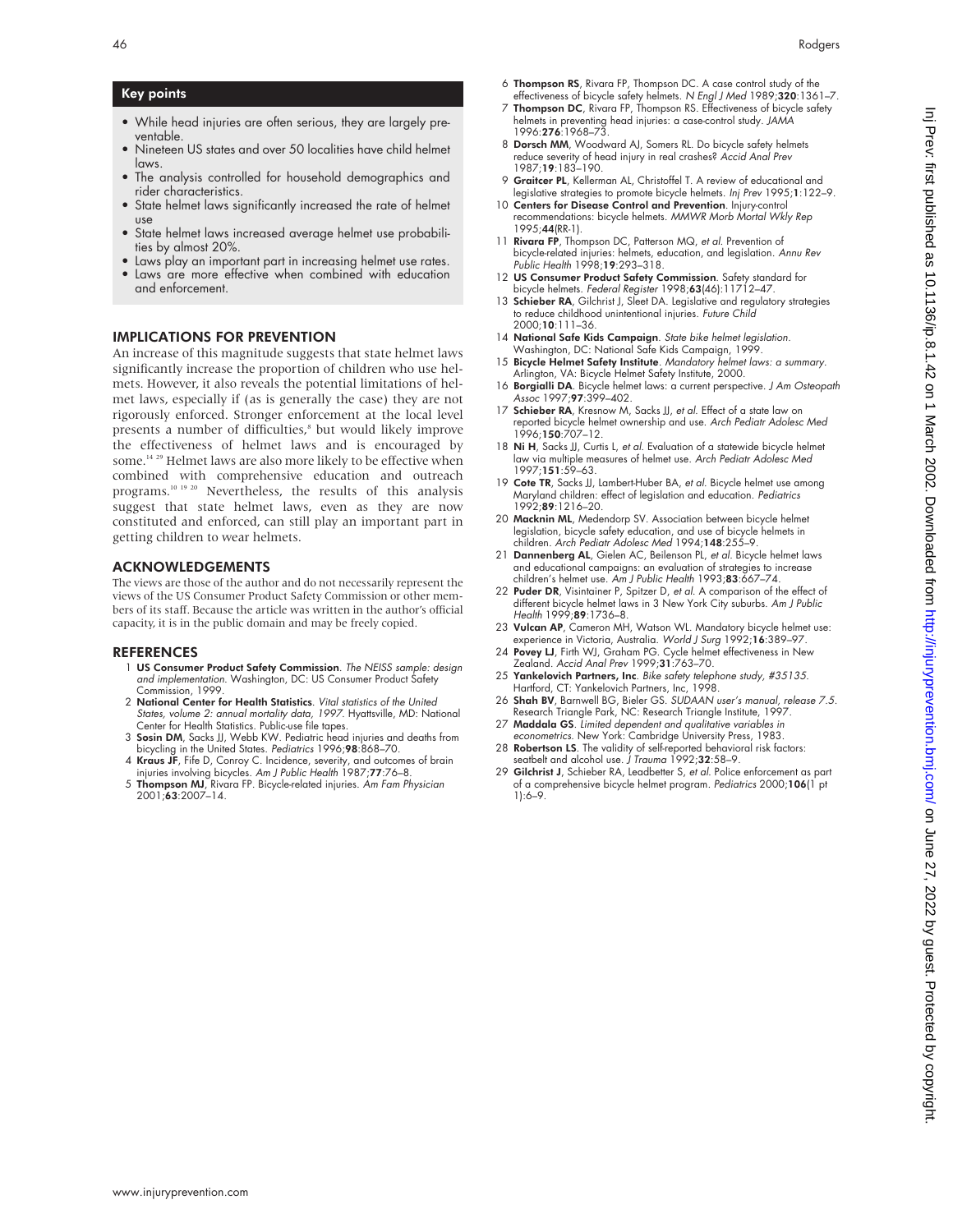### Key points

- While head injuries are often serious, they are largely preventable.
- Nineteen US states and over 50 localities have child helmet laws.
- The analysis controlled for household demographics and rider characteristics.
- State helmet laws significantly increased the rate of helmet use
- State helmet laws increased average helmet use probabilities by almost 20%.
- Laws play an important part in increasing helmet use rates.
- Laws are more effective when combined with education and enforcement.

## IMPLICATIONS FOR PREVENTION

An increase of this magnitude suggests that state helmet laws significantly increase the proportion of children who use helmets. However, it also reveals the potential limitations of helmet laws, especially if (as is generally the case) they are not rigorously enforced. Stronger enforcement at the local level presents a number of difficulties,[8] but would likely improve the effectiveness of helmet laws and is encouraged by some.[14 29] Helmet laws are also more likely to be effective when combined with comprehensive education and outreach programs.[10 19 20] Nevertheless, the results of this analysis suggest that state helmet laws, even as they are now constituted and enforced, can still play an important part in getting children to wear helmets.

## ACKNOWLEDGEMENTS

The views are those of the author and do not necessarily represent the views of the US Consumer Product Safety Commission or other members of its staff. Because the article was written in the author's official capacity, it is in the public domain and may be freely copied.

## REFERENCES

1 **US Consumer Product Safety Commission**. *The NEISS sample: design and implementation*. Washington, DC: US Consumer Product Safety Commission, 1999.
2 **National Center for Health Statistics**. *Vital statistics of the United States, volume 2: annual mortality data, 1997*. Hyattsville, MD: National Center for Health Statistics. Public-use file tapes.
3 **Sosin DM**, Sacks JJ, Webb KW. Pediatric head injuries and deaths from bicycling in the United States. *Pediatrics* 1996;**98**:868–70.
4 **Kraus JF**, Fife D, Conroy C. Incidence, severity, and outcomes of brain injuries involving bicycles. *Am J Public Health* 1987;**77**:76–8.
5 **Thompson MJ**, Rivara FP. Bicycle-related injuries. *Am Fam Physician* 2001;**63**:2007–14.
6 **Thompson RS**, Rivara FP, Thompson DC. A case control study of the effectiveness of bicycle safety helmets. *N Engl J Med* 1989;**320**:1361–7.
7 **Thompson DC**, Rivara FP, Thompson RS. Effectiveness of bicycle safety helmets in preventing head injuries: a case-control study. *JAMA* 1996:**276**:1968–73.
8 **Dorsch MM**, Woodward AJ, Somers RL. Do bicycle safety helmets reduce severity of head injury in real crashes? *Accid Anal Prev* 1987;**19**:183–190.
9 **Graitcer PL**, Kellerman AL, Christoffel T. A review of educational and legislative strategies to promote bicycle helmets. *Inj Prev* 1995;**1**:122–9.
10 **Centers for Disease Control and Prevention**. Injury-control recommendations: bicycle helmets. *MMWR Morb Mortal Wkly Rep* 1995;**44**(RR-1).
11 **Rivara FP**, Thompson DC, Patterson MQ, *et al*. Prevention of bicycle-related injuries: helmets, education, and legislation. *Annu Rev Public Health* 1998;**19**:293–318.
12 **US Consumer Product Safety Commission**. Safety standard for bicycle helmets. *Federal Register* 1998;**63**(46):11712–47.
13 **Schieber RA**, Gilchrist J, Sleet DA. Legislative and regulatory strategies to reduce childhood unintentional injuries. *Future Child* 2000;**10**:111–36.
14 **National Safe Kids Campaign**. *State bike helmet legislation*. Washington, DC: National Safe Kids Campaign, 1999.
15 **Bicycle Helmet Safety Institute**. *Mandatory helmet laws: a summary*. Arlington, VA: Bicycle Helmet Safety Institute, 2000.
16 **Borgialli DA**. Bicycle helmet laws: a current perspective. *J Am Osteopath Assoc* 1997;**97**:399–402.
17 **Schieber RA**, Kresnow M, Sacks JJ, *et al*. Effect of a state law on reported bicycle helmet ownership and use. *Arch Pediatr Adolesc Med* 1996;**150**:707–12.
18 **Ni H**, Sacks JJ, Curtis L, *et al*. Evaluation of a statewide bicycle helmet law via multiple measures of helmet use. *Arch Pediatr Adolesc Med* 1997;**151**:59–63.
19 **Cote TR**, Sacks JJ, Lambert-Huber BA, *et al*. Bicycle helmet use among Maryland children: effect of legislation and education. *Pediatrics* 1992;**89**:1216–20.
20 **Macknin ML**, Medendorp SV. Association between bicycle helmet legislation, bicycle safety education, and use of bicycle helmets in children. *Arch Pediatr Adolesc Med* 1994;**148**:255–9.
21 **Dannenberg AL**, Gielen AC, Beilenson PL, *et al*. Bicycle helmet laws and educational campaigns: an evaluation of strategies to increase children's helmet use. *Am J Public Health* 1993;**83**:667–74.
22 **Puder DR**, Visintainer P, Spitzer D, *et al*. A comparison of the effect of different bicycle helmet laws in 3 New York City suburbs. *Am J Public Health* 1999;**89**:1736–8.
23 **Vulcan AP**, Cameron MH, Watson WL. Mandatory bicycle helmet use: experience in Victoria, Australia. *World J Surg* 1992;**16**:389–97.
24 **Povey LJ**, Firth WJ, Graham PG. Cycle helmet effectiveness in New Zealand. *Accid Anal Prev* 1999;**31**:763–70.
25 **Yankelovich Partners, Inc**. *Bike safety telephone study, #35135*. Hartford, CT: Yankelovich Partners, Inc, 1998.
26 **Shah BV**, Barnwell BG, Bieler GS. *SUDAAN user's manual, release 7.5*. Research Triangle Park, NC: Research Triangle Institute, 1997.
27 **Maddala GS**. *Limited dependent and qualitative variables in econometrics*. New York: Cambridge University Press, 1983.
28 **Robertson LS**. The validity of self-reported behavioral risk factors: seatbelt and alcohol use. *J Trauma* 1992;**32**:58–9.
29 **Gilchrist J**, Schieber RA, Leadbetter S, *et al*. Police enforcement as part of a comprehensive bicycle helmet program. *Pediatrics* 2000;**106**(1 pt 1):6–9.